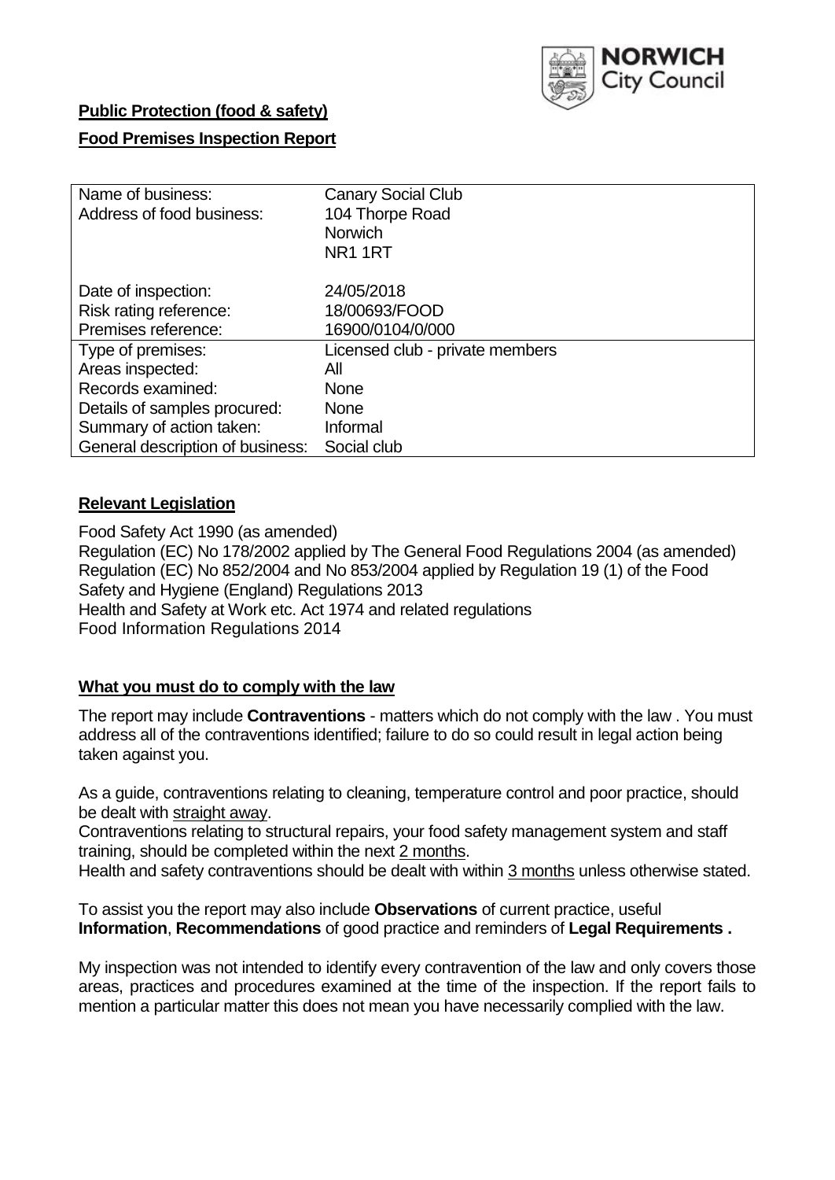NORWICH City Council

**Public Protection (food & safety)**

**Food Premises Inspection Report**

| | |
|---|---|
| Name of business: | Canary Social Club |
| Address of food business: | 104 Thorpe Road<br>Norwich<br>NR1 1RT |
| Date of inspection: | 24/05/2018 |
| Risk rating reference: | 18/00693/FOOD |
| Premises reference: | 16900/0104/0/000 |
| Type of premises: | Licensed club - private members |
| Areas inspected: | All |
| Records examined: | None |
| Details of samples procured: | None |
| Summary of action taken: | Informal |
| General description of business: | Social club |

**Relevant Legislation**

Food Safety Act 1990 (as amended)
Regulation (EC) No 178/2002 applied by The General Food Regulations 2004 (as amended)
Regulation (EC) No 852/2004 and No 853/2004 applied by Regulation 19 (1) of the Food Safety and Hygiene (England) Regulations 2013
Health and Safety at Work etc. Act 1974 and related regulations
Food Information Regulations 2014

**What you must do to comply with the law**

The report may include **Contraventions** - matters which do not comply with the law . You must address all of the contraventions identified; failure to do so could result in legal action being taken against you.

As a guide, contraventions relating to cleaning, temperature control and poor practice, should be dealt with straight away.
Contraventions relating to structural repairs, your food safety management system and staff training, should be completed within the next 2 months.
Health and safety contraventions should be dealt with within 3 months unless otherwise stated.

To assist you the report may also include **Observations** of current practice, useful **Information**, **Recommendations** of good practice and reminders of **Legal Requirements .**

My inspection was not intended to identify every contravention of the law and only covers those areas, practices and procedures examined at the time of the inspection. If the report fails to mention a particular matter this does not mean you have necessarily complied with the law.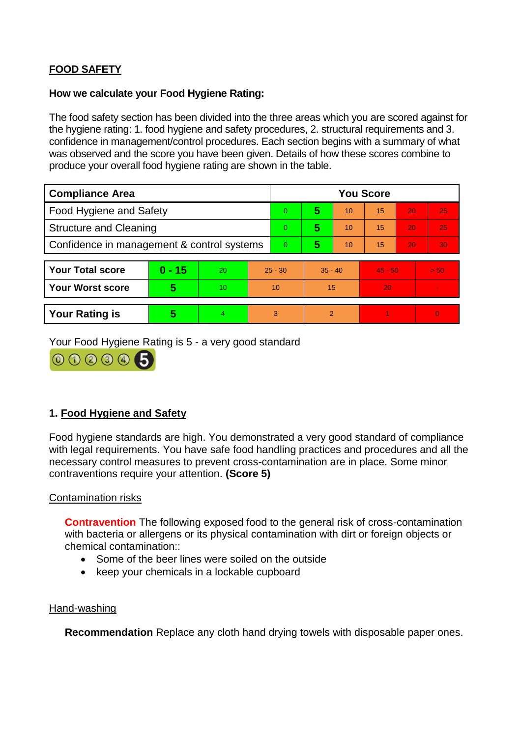## FOOD SAFETY

**How we calculate your Food Hygiene Rating:**

The food safety section has been divided into the three areas which you are scored against for the hygiene rating: 1. food hygiene and safety procedures, 2. structural requirements and 3. confidence in management/control procedures. Each section begins with a summary of what was observed and the score you have been given. Details of how these scores combine to produce your overall food hygiene rating are shown in the table.

| Compliance Area | You Score | | | | | |
|---|---|---|---|---|---|---|
| Food Hygiene and Safety | 0 | **5** | 10 | 15 | 20 | 25 |
| Structure and Cleaning | 0 | **5** | 10 | 15 | 20 | 25 |
| Confidence in management & control systems | 0 | **5** | 10 | 15 | 20 | 30 |

| | | | | | | |
|---|---|---|---|---|---|---|
| **Your Total score** | **0 - 15** | 20 | 25 - 30 | 35 - 40 | 45 - 50 | > 50 |
| **Your Worst score** | **5** | 10 | 10 | 15 | 20 | - |

| | | | | | | |
|---|---|---|---|---|---|---|
| **Your Rating is** | **5** | 4 | 3 | 2 | 1 | 0 |

Your Food Hygiene Rating is 5 - a very good standard

### 1. Food Hygiene and Safety

Food hygiene standards are high. You demonstrated a very good standard of compliance with legal requirements. You have safe food handling practices and procedures and all the necessary control measures to prevent cross-contamination are in place. Some minor contraventions require your attention. **(Score 5)**

Contamination risks

**Contravention** The following exposed food to the general risk of cross-contamination with bacteria or allergens or its physical contamination with dirt or foreign objects or chemical contamination::

- Some of the beer lines were soiled on the outside
- keep your chemicals in a lockable cupboard

Hand-washing

**Recommendation** Replace any cloth hand drying towels with disposable paper ones.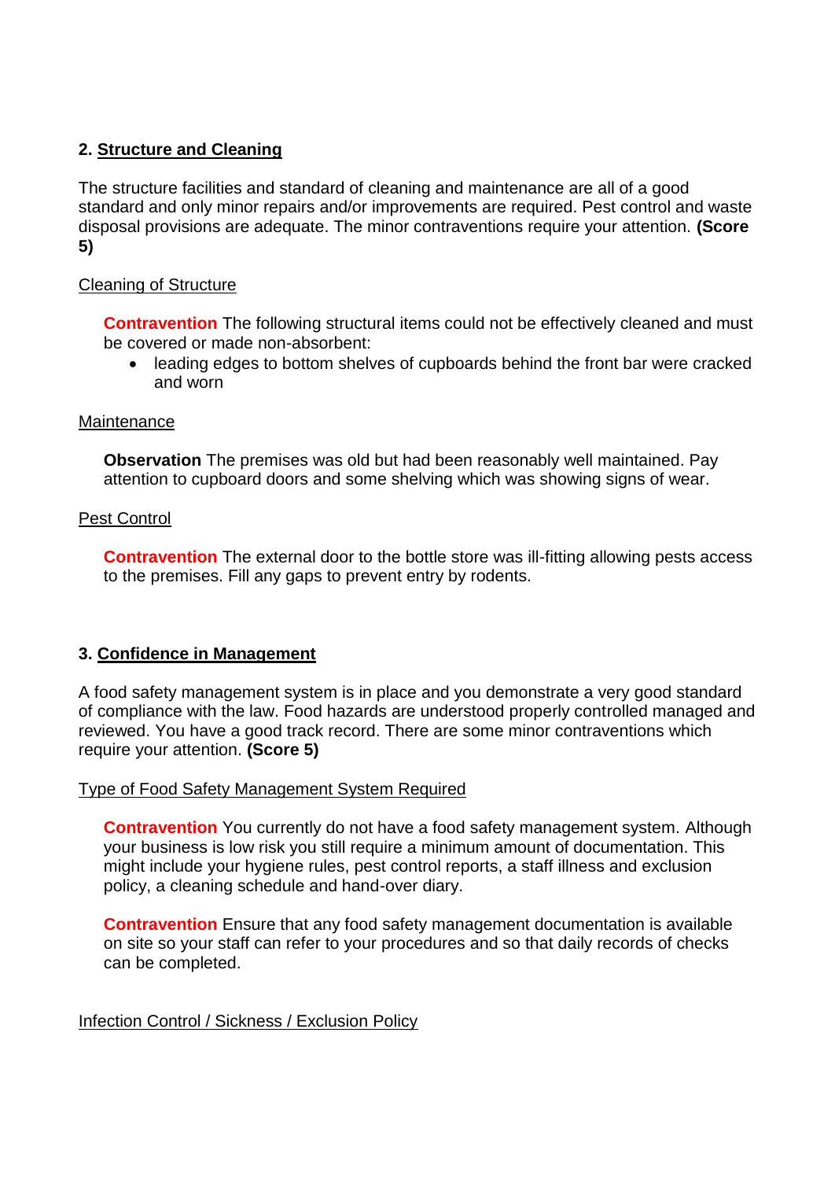## 2. Structure and Cleaning

The structure facilities and standard of cleaning and maintenance are all of a good standard and only minor repairs and/or improvements are required. Pest control and waste disposal provisions are adequate. The minor contraventions require your attention. **(Score 5)**

Cleaning of Structure

**Contravention** The following structural items could not be effectively cleaned and must be covered or made non-absorbent:

- leading edges to bottom shelves of cupboards behind the front bar were cracked and worn

Maintenance

**Observation** The premises was old but had been reasonably well maintained. Pay attention to cupboard doors and some shelving which was showing signs of wear.

Pest Control

**Contravention** The external door to the bottle store was ill-fitting allowing pests access to the premises. Fill any gaps to prevent entry by rodents.

## 3. Confidence in Management

A food safety management system is in place and you demonstrate a very good standard of compliance with the law. Food hazards are understood properly controlled managed and reviewed. You have a good track record. There are some minor contraventions which require your attention. **(Score 5)**

Type of Food Safety Management System Required

**Contravention** You currently do not have a food safety management system. Although your business is low risk you still require a minimum amount of documentation. This might include your hygiene rules, pest control reports, a staff illness and exclusion policy, a cleaning schedule and hand-over diary.

**Contravention** Ensure that any food safety management documentation is available on site so your staff can refer to your procedures and so that daily records of checks can be completed.

Infection Control / Sickness / Exclusion Policy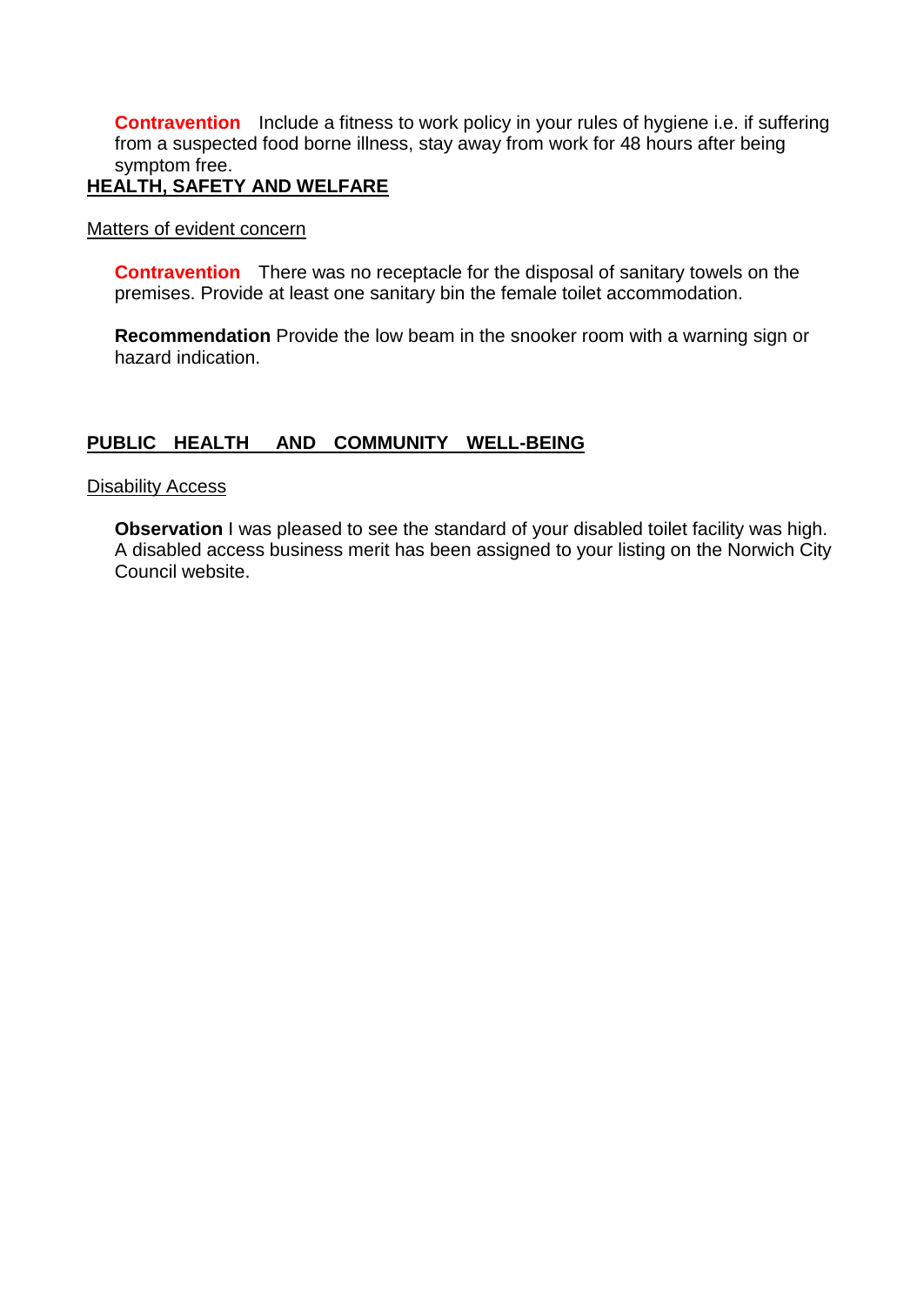**Contravention** Include a fitness to work policy in your rules of hygiene i.e. if suffering from a suspected food borne illness, stay away from work for 48 hours after being symptom free.

## HEALTH, SAFETY AND WELFARE

Matters of evident concern

**Contravention** There was no receptacle for the disposal of sanitary towels on the premises. Provide at least one sanitary bin the female toilet accommodation.

**Recommendation** Provide the low beam in the snooker room with a warning sign or hazard indication.

## PUBLIC HEALTH AND COMMUNITY WELL-BEING

Disability Access

**Observation** I was pleased to see the standard of your disabled toilet facility was high. A disabled access business merit has been assigned to your listing on the Norwich City Council website.